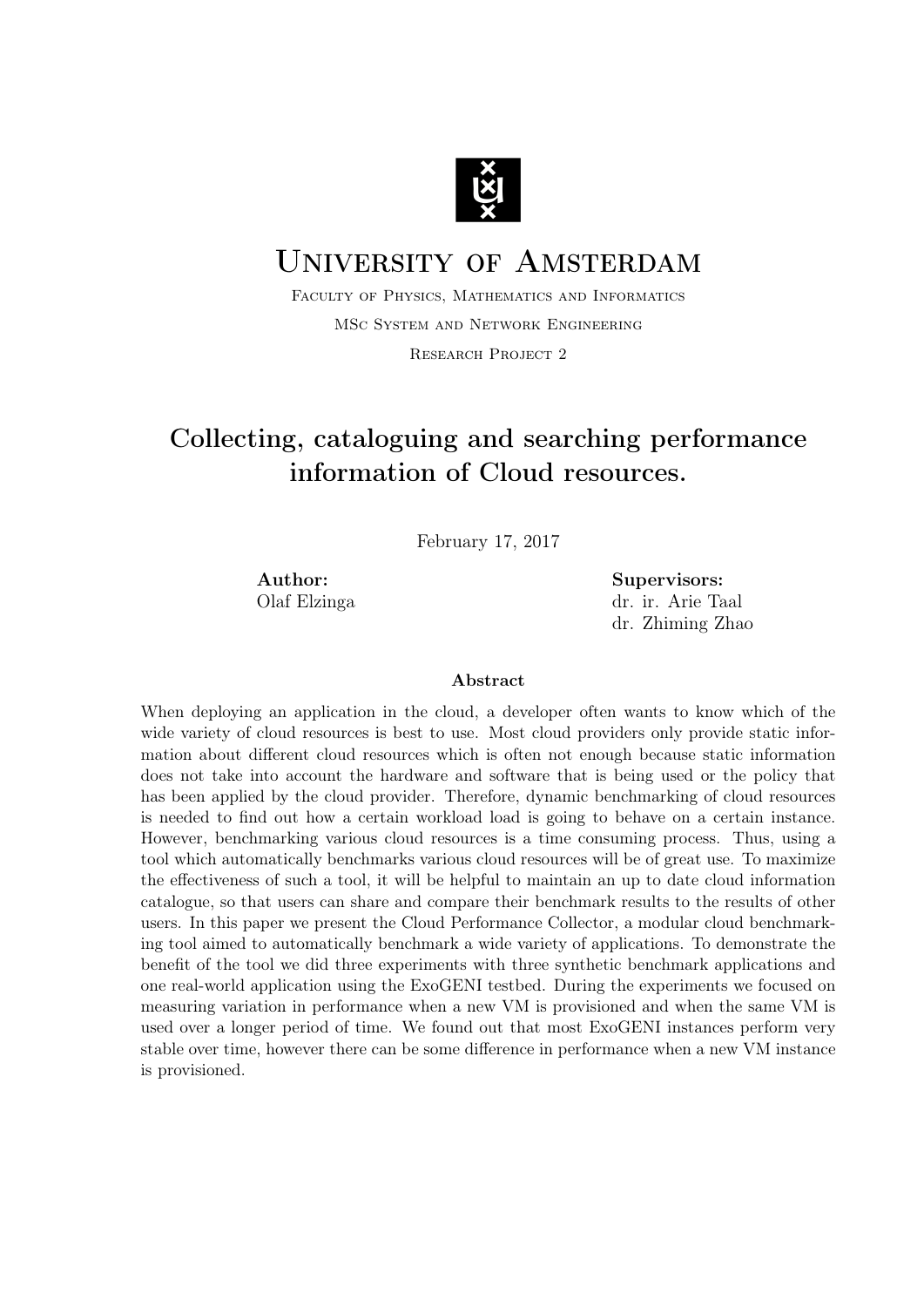# University of Amsterdam

Faculty of Physics, Mathematics and Informatics

MSc System and Network Engineering

Research Project 2

## Collecting, cataloguing and searching performance information of Cloud resources.

February 17, 2017

**Author:**
Olaf Elzinga

**Supervisors:**
dr. ir. Arie Taal
dr. Zhiming Zhao

### Abstract

When deploying an application in the cloud, a developer often wants to know which of the wide variety of cloud resources is best to use. Most cloud providers only provide static information about different cloud resources which is often not enough because static information does not take into account the hardware and software that is being used or the policy that has been applied by the cloud provider. Therefore, dynamic benchmarking of cloud resources is needed to find out how a certain workload load is going to behave on a certain instance. However, benchmarking various cloud resources is a time consuming process. Thus, using a tool which automatically benchmarks various cloud resources will be of great use. To maximize the effectiveness of such a tool, it will be helpful to maintain an up to date cloud information catalogue, so that users can share and compare their benchmark results to the results of other users. In this paper we present the Cloud Performance Collector, a modular cloud benchmarking tool aimed to automatically benchmark a wide variety of applications. To demonstrate the benefit of the tool we did three experiments with three synthetic benchmark applications and one real-world application using the ExoGENI testbed. During the experiments we focused on measuring variation in performance when a new VM is provisioned and when the same VM is used over a longer period of time. We found out that most ExoGENI instances perform very stable over time, however there can be some difference in performance when a new VM instance is provisioned.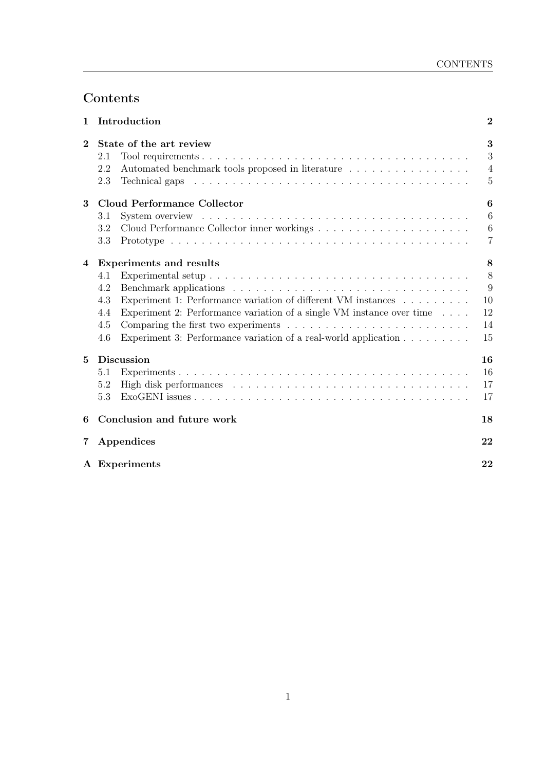# Contents

**1 Introduction** **2**

**2 State of the art review** **3**
- 2.1 Tool requirements . . . 3
- 2.2 Automated benchmark tools proposed in literature . . . 4
- 2.3 Technical gaps . . . 5

**3 Cloud Performance Collector** **6**
- 3.1 System overview . . . 6
- 3.2 Cloud Performance Collector inner workings . . . 6
- 3.3 Prototype . . . 7

**4 Experiments and results** **8**
- 4.1 Experimental setup . . . 8
- 4.2 Benchmark applications . . . 9
- 4.3 Experiment 1: Performance variation of different VM instances . . . 10
- 4.4 Experiment 2: Performance variation of a single VM instance over time . . . 12
- 4.5 Comparing the first two experiments . . . 14
- 4.6 Experiment 3: Performance variation of a real-world application . . . 15

**5 Discussion** **16**
- 5.1 Experiments . . . 16
- 5.2 High disk performances . . . 17
- 5.3 ExoGENI issues . . . 17

**6 Conclusion and future work** **18**

**7 Appendices** **22**

**A Experiments** **22**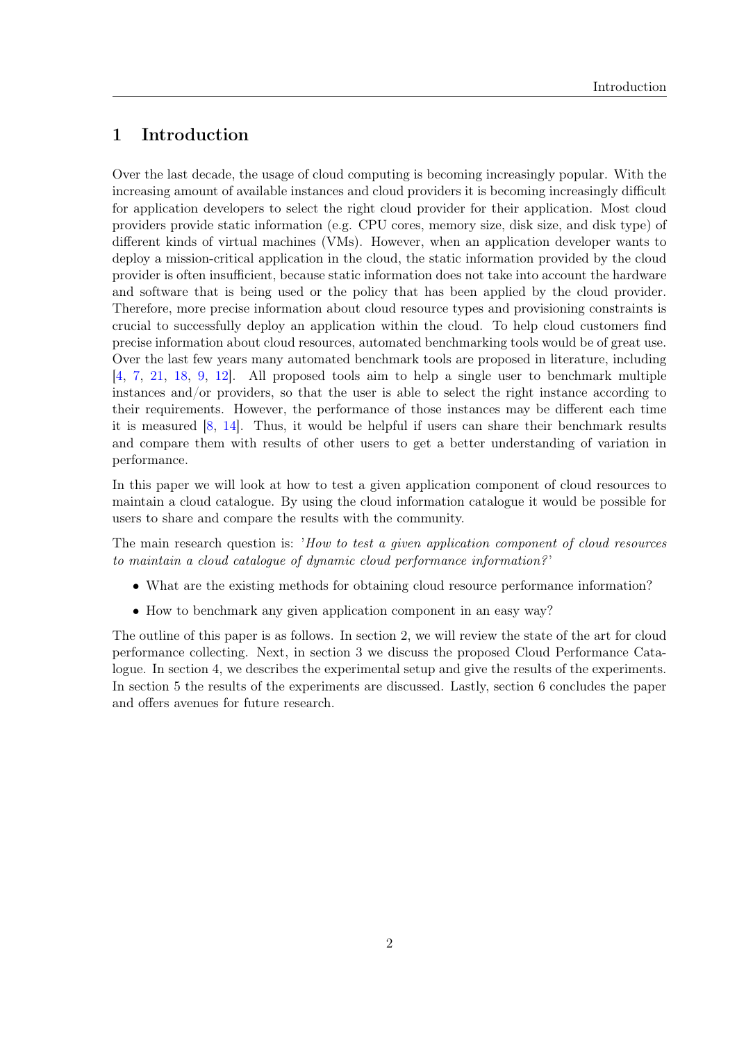# 1 Introduction

Over the last decade, the usage of cloud computing is becoming increasingly popular. With the increasing amount of available instances and cloud providers it is becoming increasingly difficult for application developers to select the right cloud provider for their application. Most cloud providers provide static information (e.g. CPU cores, memory size, disk size, and disk type) of different kinds of virtual machines (VMs). However, when an application developer wants to deploy a mission-critical application in the cloud, the static information provided by the cloud provider is often insufficient, because static information does not take into account the hardware and software that is being used or the policy that has been applied by the cloud provider. Therefore, more precise information about cloud resource types and provisioning constraints is crucial to successfully deploy an application within the cloud. To help cloud customers find precise information about cloud resources, automated benchmarking tools would be of great use. Over the last few years many automated benchmark tools are proposed in literature, including [4, 7, 21, 18, 9, 12]. All proposed tools aim to help a single user to benchmark multiple instances and/or providers, so that the user is able to select the right instance according to their requirements. However, the performance of those instances may be different each time it is measured [8, 14]. Thus, it would be helpful if users can share their benchmark results and compare them with results of other users to get a better understanding of variation in performance.

In this paper we will look at how to test a given application component of cloud resources to maintain a cloud catalogue. By using the cloud information catalogue it would be possible for users to share and compare the results with the community.

The main research question is: '*How to test a given application component of cloud resources to maintain a cloud catalogue of dynamic cloud performance information?*'

- What are the existing methods for obtaining cloud resource performance information?
- How to benchmark any given application component in an easy way?

The outline of this paper is as follows. In section 2, we will review the state of the art for cloud performance collecting. Next, in section 3 we discuss the proposed Cloud Performance Catalogue. In section 4, we describes the experimental setup and give the results of the experiments. In section 5 the results of the experiments are discussed. Lastly, section 6 concludes the paper and offers avenues for future research.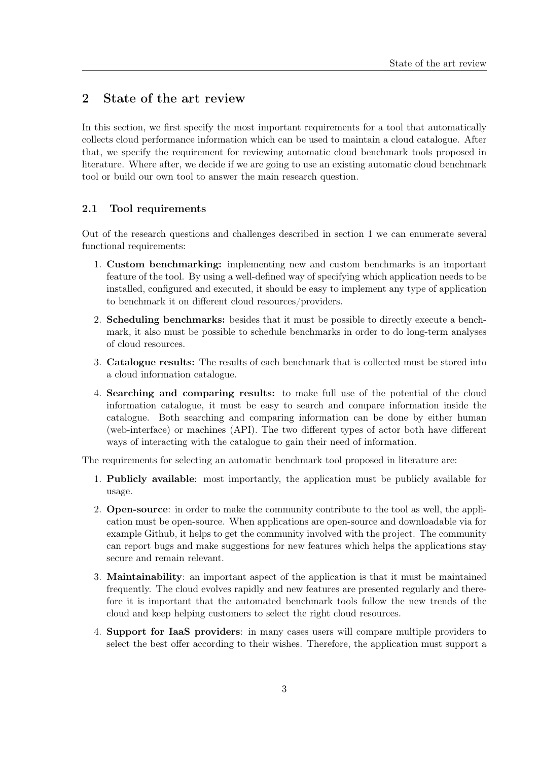## 2 State of the art review

In this section, we first specify the most important requirements for a tool that automatically collects cloud performance information which can be used to maintain a cloud catalogue. After that, we specify the requirement for reviewing automatic cloud benchmark tools proposed in literature. Where after, we decide if we are going to use an existing automatic cloud benchmark tool or build our own tool to answer the main research question.

### 2.1 Tool requirements

Out of the research questions and challenges described in section 1 we can enumerate several functional requirements:

1. **Custom benchmarking:** implementing new and custom benchmarks is an important feature of the tool. By using a well-defined way of specifying which application needs to be installed, configured and executed, it should be easy to implement any type of application to benchmark it on different cloud resources/providers.
2. **Scheduling benchmarks:** besides that it must be possible to directly execute a benchmark, it also must be possible to schedule benchmarks in order to do long-term analyses of cloud resources.
3. **Catalogue results:** The results of each benchmark that is collected must be stored into a cloud information catalogue.
4. **Searching and comparing results:** to make full use of the potential of the cloud information catalogue, it must be easy to search and compare information inside the catalogue. Both searching and comparing information can be done by either human (web-interface) or machines (API). The two different types of actor both have different ways of interacting with the catalogue to gain their need of information.

The requirements for selecting an automatic benchmark tool proposed in literature are:

1. **Publicly available**: most importantly, the application must be publicly available for usage.
2. **Open-source**: in order to make the community contribute to the tool as well, the application must be open-source. When applications are open-source and downloadable via for example Github, it helps to get the community involved with the project. The community can report bugs and make suggestions for new features which helps the applications stay secure and remain relevant.
3. **Maintainability**: an important aspect of the application is that it must be maintained frequently. The cloud evolves rapidly and new features are presented regularly and therefore it is important that the automated benchmark tools follow the new trends of the cloud and keep helping customers to select the right cloud resources.
4. **Support for IaaS providers**: in many cases users will compare multiple providers to select the best offer according to their wishes. Therefore, the application must support a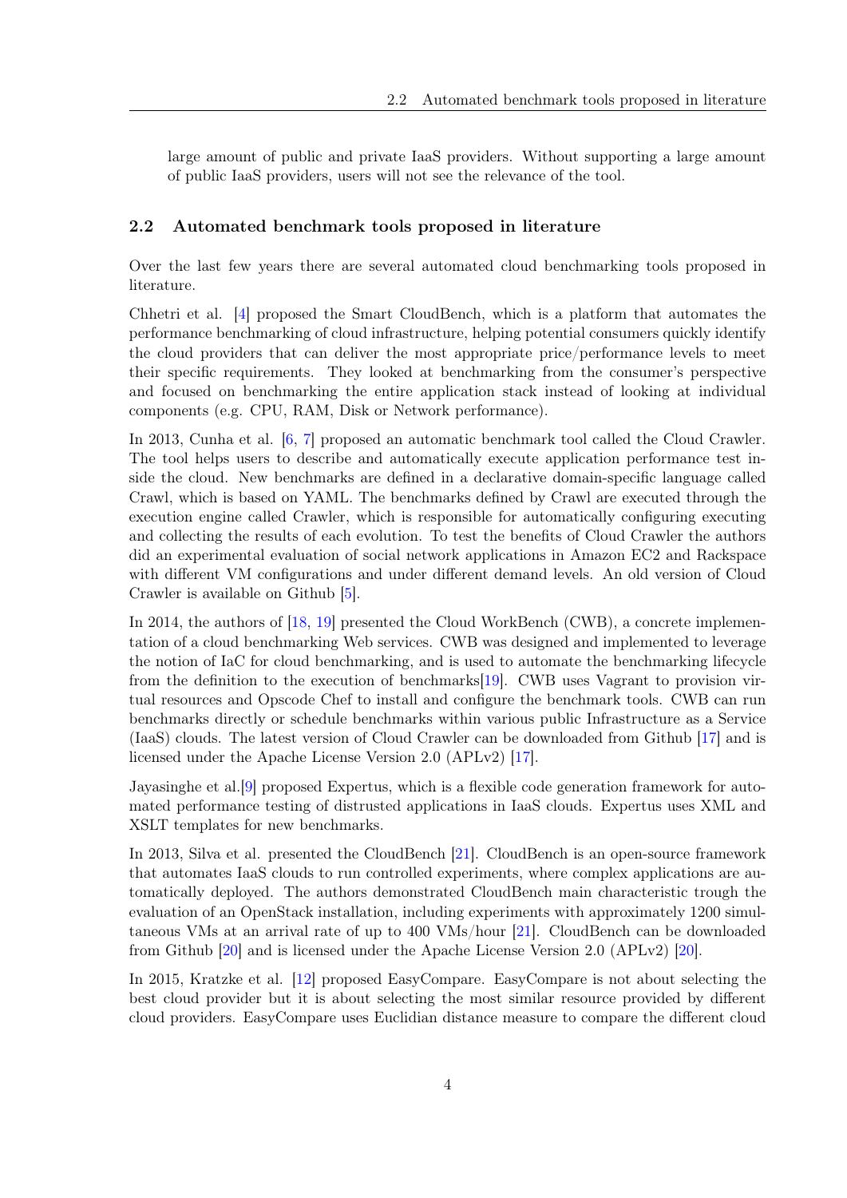large amount of public and private IaaS providers. Without supporting a large amount of public IaaS providers, users will not see the relevance of the tool.

## 2.2 Automated benchmark tools proposed in literature

Over the last few years there are several automated cloud benchmarking tools proposed in literature.

Chhetri et al. [4] proposed the Smart CloudBench, which is a platform that automates the performance benchmarking of cloud infrastructure, helping potential consumers quickly identify the cloud providers that can deliver the most appropriate price/performance levels to meet their specific requirements. They looked at benchmarking from the consumer's perspective and focused on benchmarking the entire application stack instead of looking at individual components (e.g. CPU, RAM, Disk or Network performance).

In 2013, Cunha et al. [6, 7] proposed an automatic benchmark tool called the Cloud Crawler. The tool helps users to describe and automatically execute application performance test inside the cloud. New benchmarks are defined in a declarative domain-specific language called Crawl, which is based on YAML. The benchmarks defined by Crawl are executed through the execution engine called Crawler, which is responsible for automatically configuring executing and collecting the results of each evolution. To test the benefits of Cloud Crawler the authors did an experimental evaluation of social network applications in Amazon EC2 and Rackspace with different VM configurations and under different demand levels. An old version of Cloud Crawler is available on Github [5].

In 2014, the authors of [18, 19] presented the Cloud WorkBench (CWB), a concrete implementation of a cloud benchmarking Web services. CWB was designed and implemented to leverage the notion of IaC for cloud benchmarking, and is used to automate the benchmarking lifecycle from the definition to the execution of benchmarks[19]. CWB uses Vagrant to provision virtual resources and Opscode Chef to install and configure the benchmark tools. CWB can run benchmarks directly or schedule benchmarks within various public Infrastructure as a Service (IaaS) clouds. The latest version of Cloud Crawler can be downloaded from Github [17] and is licensed under the Apache License Version 2.0 (APLv2) [17].

Jayasinghe et al.[9] proposed Expertus, which is a flexible code generation framework for automated performance testing of distrusted applications in IaaS clouds. Expertus uses XML and XSLT templates for new benchmarks.

In 2013, Silva et al. presented the CloudBench [21]. CloudBench is an open-source framework that automates IaaS clouds to run controlled experiments, where complex applications are automatically deployed. The authors demonstrated CloudBench main characteristic trough the evaluation of an OpenStack installation, including experiments with approximately 1200 simultaneous VMs at an arrival rate of up to 400 VMs/hour [21]. CloudBench can be downloaded from Github [20] and is licensed under the Apache License Version 2.0 (APLv2) [20].

In 2015, Kratzke et al. [12] proposed EasyCompare. EasyCompare is not about selecting the best cloud provider but it is about selecting the most similar resource provided by different cloud providers. EasyCompare uses Euclidian distance measure to compare the different cloud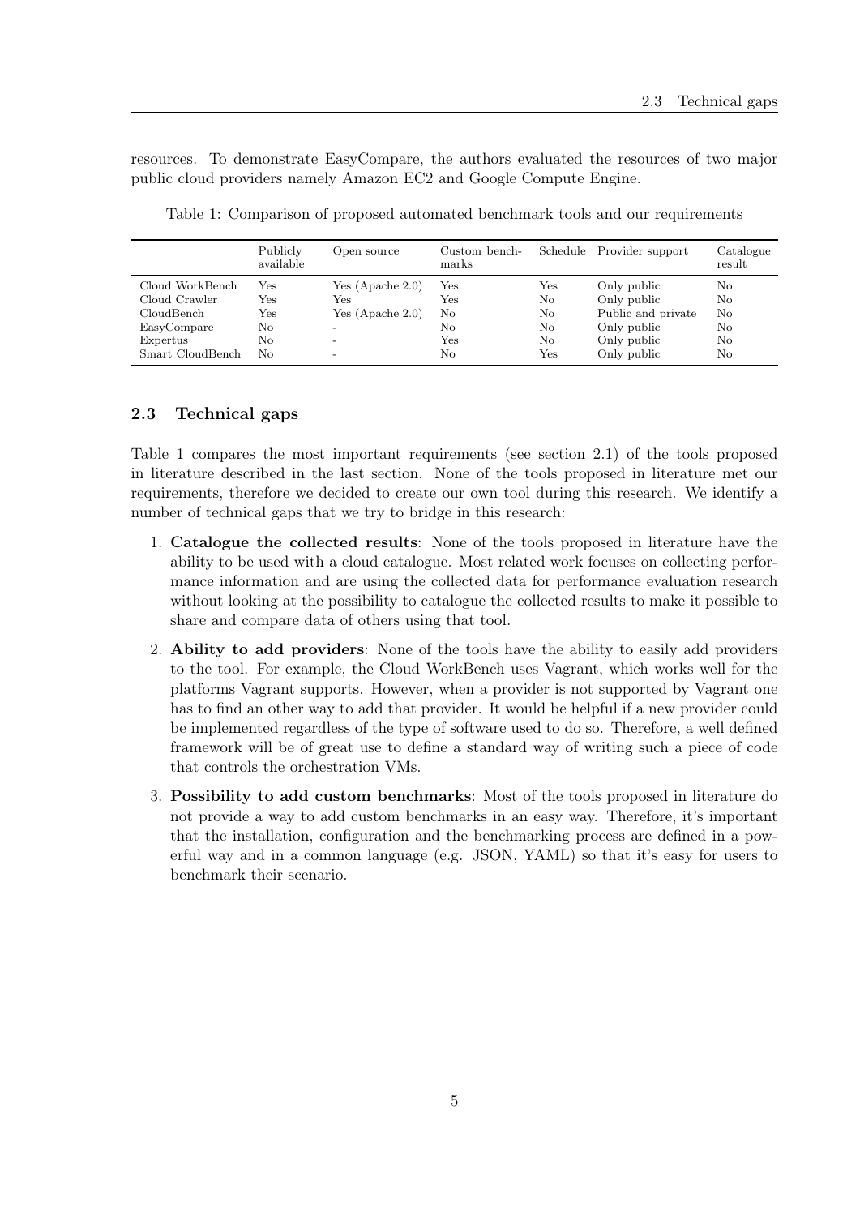resources. To demonstrate EasyCompare, the authors evaluated the resources of two major public cloud providers namely Amazon EC2 and Google Compute Engine.

Table 1: Comparison of proposed automated benchmark tools and our requirements

| | Publicly available | Open source | Custom benchmarks | Schedule | Provider support | Catalogue result |
|---|---|---|---|---|---|---|
| Cloud WorkBench | Yes | Yes (Apache 2.0) | Yes | Yes | Only public | No |
| Cloud Crawler | Yes | Yes | Yes | No | Only public | No |
| CloudBench | Yes | Yes (Apache 2.0) | No | No | Public and private | No |
| EasyCompare | No | - | No | No | Only public | No |
| Expertus | No | - | Yes | No | Only public | No |
| Smart CloudBench | No | - | No | Yes | Only public | No |

## 2.3 Technical gaps

Table 1 compares the most important requirements (see section 2.1) of the tools proposed in literature described in the last section. None of the tools proposed in literature met our requirements, therefore we decided to create our own tool during this research. We identify a number of technical gaps that we try to bridge in this research:

1. **Catalogue the collected results**: None of the tools proposed in literature have the ability to be used with a cloud catalogue. Most related work focuses on collecting performance information and are using the collected data for performance evaluation research without looking at the possibility to catalogue the collected results to make it possible to share and compare data of others using that tool.
2. **Ability to add providers**: None of the tools have the ability to easily add providers to the tool. For example, the Cloud WorkBench uses Vagrant, which works well for the platforms Vagrant supports. However, when a provider is not supported by Vagrant one has to find an other way to add that provider. It would be helpful if a new provider could be implemented regardless of the type of software used to do so. Therefore, a well defined framework will be of great use to define a standard way of writing such a piece of code that controls the orchestration VMs.
3. **Possibility to add custom benchmarks**: Most of the tools proposed in literature do not provide a way to add custom benchmarks in an easy way. Therefore, it's important that the installation, configuration and the benchmarking process are defined in a powerful way and in a common language (e.g. JSON, YAML) so that it's easy for users to benchmark their scenario.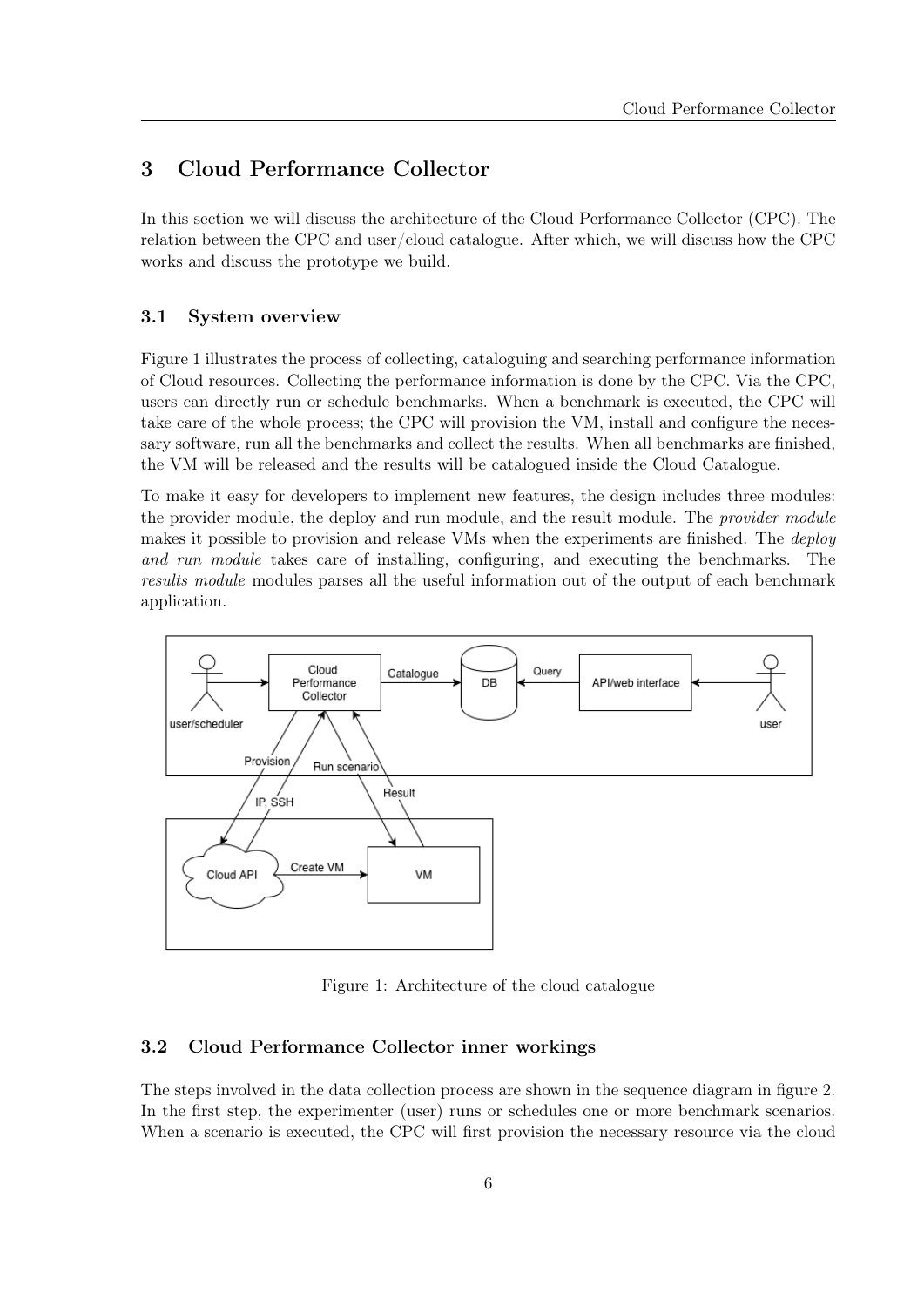## 3 Cloud Performance Collector

In this section we will discuss the architecture of the Cloud Performance Collector (CPC). The relation between the CPC and user/cloud catalogue. After which, we will discuss how the CPC works and discuss the prototype we build.

### 3.1 System overview

Figure 1 illustrates the process of collecting, cataloguing and searching performance information of Cloud resources. Collecting the performance information is done by the CPC. Via the CPC, users can directly run or schedule benchmarks. When a benchmark is executed, the CPC will take care of the whole process; the CPC will provision the VM, install and configure the necessary software, run all the benchmarks and collect the results. When all benchmarks are finished, the VM will be released and the results will be catalogued inside the Cloud Catalogue.

To make it easy for developers to implement new features, the design includes three modules: the provider module, the deploy and run module, and the result module. The *provider module* makes it possible to provision and release VMs when the experiments are finished. The *deploy and run module* takes care of installing, configuring, and executing the benchmarks. The *results module* modules parses all the useful information out of the output of each benchmark application.

Figure 1: Architecture of the cloud catalogue

### 3.2 Cloud Performance Collector inner workings

The steps involved in the data collection process are shown in the sequence diagram in figure 2. In the first step, the experimenter (user) runs or schedules one or more benchmark scenarios. When a scenario is executed, the CPC will first provision the necessary resource via the cloud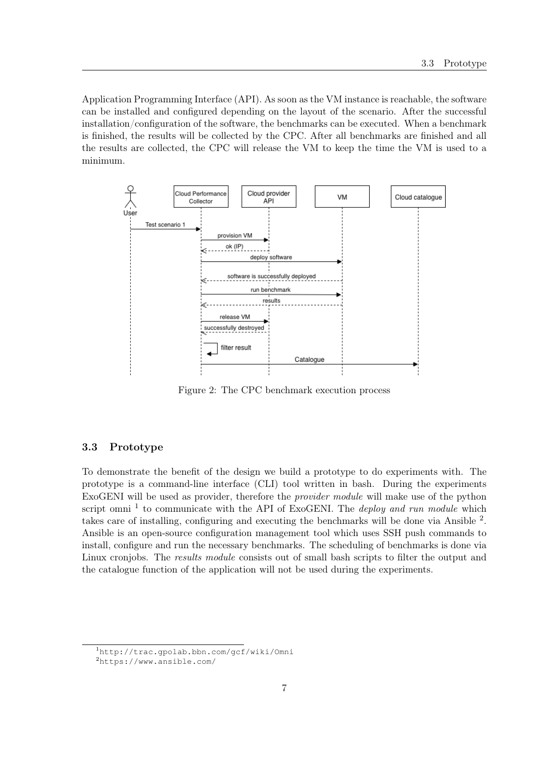Application Programming Interface (API). As soon as the VM instance is reachable, the software can be installed and configured depending on the layout of the scenario. After the successful installation/configuration of the software, the benchmarks can be executed. When a benchmark is finished, the results will be collected by the CPC. After all benchmarks are finished and all the results are collected, the CPC will release the VM to keep the time the VM is used to a minimum.

User
Cloud Performance Collector
Cloud provider API
VM
Cloud catalogue
Test scenario 1
provision VM
ok (IP)
deploy software
software is successfully deployed
run benchmark
results
release VM
successfully destroyed
filter result
Catalogue

Figure 2: The CPC benchmark execution process

### 3.3 Prototype

To demonstrate the benefit of the design we build a prototype to do experiments with. The prototype is a command-line interface (CLI) tool written in bash. During the experiments ExoGENI will be used as provider, therefore the *provider module* will make use of the python script omni [1] to communicate with the API of ExoGENI. The *deploy and run module* which takes care of installing, configuring and executing the benchmarks will be done via Ansible [2]. Ansible is an open-source configuration management tool which uses SSH push commands to install, configure and run the necessary benchmarks. The scheduling of benchmarks is done via Linux cronjobs. The *results module* consists out of small bash scripts to filter the output and the catalogue function of the application will not be used during the experiments.

[1] http://trac.gpolab.bbn.com/gcf/wiki/Omni

[2] https://www.ansible.com/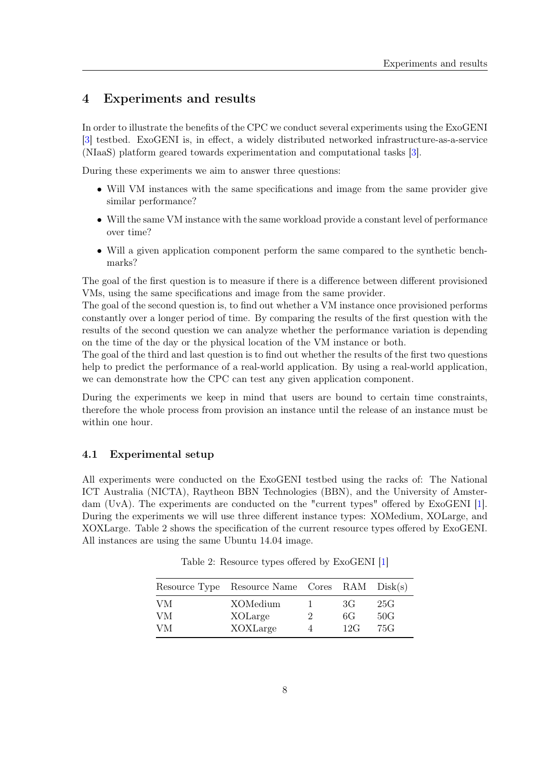# 4 Experiments and results

In order to illustrate the benefits of the CPC we conduct several experiments using the ExoGENI [3] testbed. ExoGENI is, in effect, a widely distributed networked infrastructure-as-a-service (NIaaS) platform geared towards experimentation and computational tasks [3].

During these experiments we aim to answer three questions:

- Will VM instances with the same specifications and image from the same provider give similar performance?
- Will the same VM instance with the same workload provide a constant level of performance over time?
- Will a given application component perform the same compared to the synthetic benchmarks?

The goal of the first question is to measure if there is a difference between different provisioned VMs, using the same specifications and image from the same provider.
The goal of the second question is, to find out whether a VM instance once provisioned performs constantly over a longer period of time. By comparing the results of the first question with the results of the second question we can analyze whether the performance variation is depending on the time of the day or the physical location of the VM instance or both.
The goal of the third and last question is to find out whether the results of the first two questions help to predict the performance of a real-world application. By using a real-world application, we can demonstrate how the CPC can test any given application component.

During the experiments we keep in mind that users are bound to certain time constraints, therefore the whole process from provision an instance until the release of an instance must be within one hour.

## 4.1 Experimental setup

All experiments were conducted on the ExoGENI testbed using the racks of: The National ICT Australia (NICTA), Raytheon BBN Technologies (BBN), and the University of Amsterdam (UvA). The experiments are conducted on the "current types" offered by ExoGENI [1]. During the experiments we will use three different instance types: XOMedium, XOLarge, and XOXLarge. Table 2 shows the specification of the current resource types offered by ExoGENI. All instances are using the same Ubuntu 14.04 image.

Table 2: Resource types offered by ExoGENI [1]

| Resource Type | Resource Name | Cores | RAM | Disk(s) |
|---|---|---|---|---|
| VM | XOMedium | 1 | 3G | 25G |
| VM | XOLarge | 2 | 6G | 50G |
| VM | XOXLarge | 4 | 12G | 75G |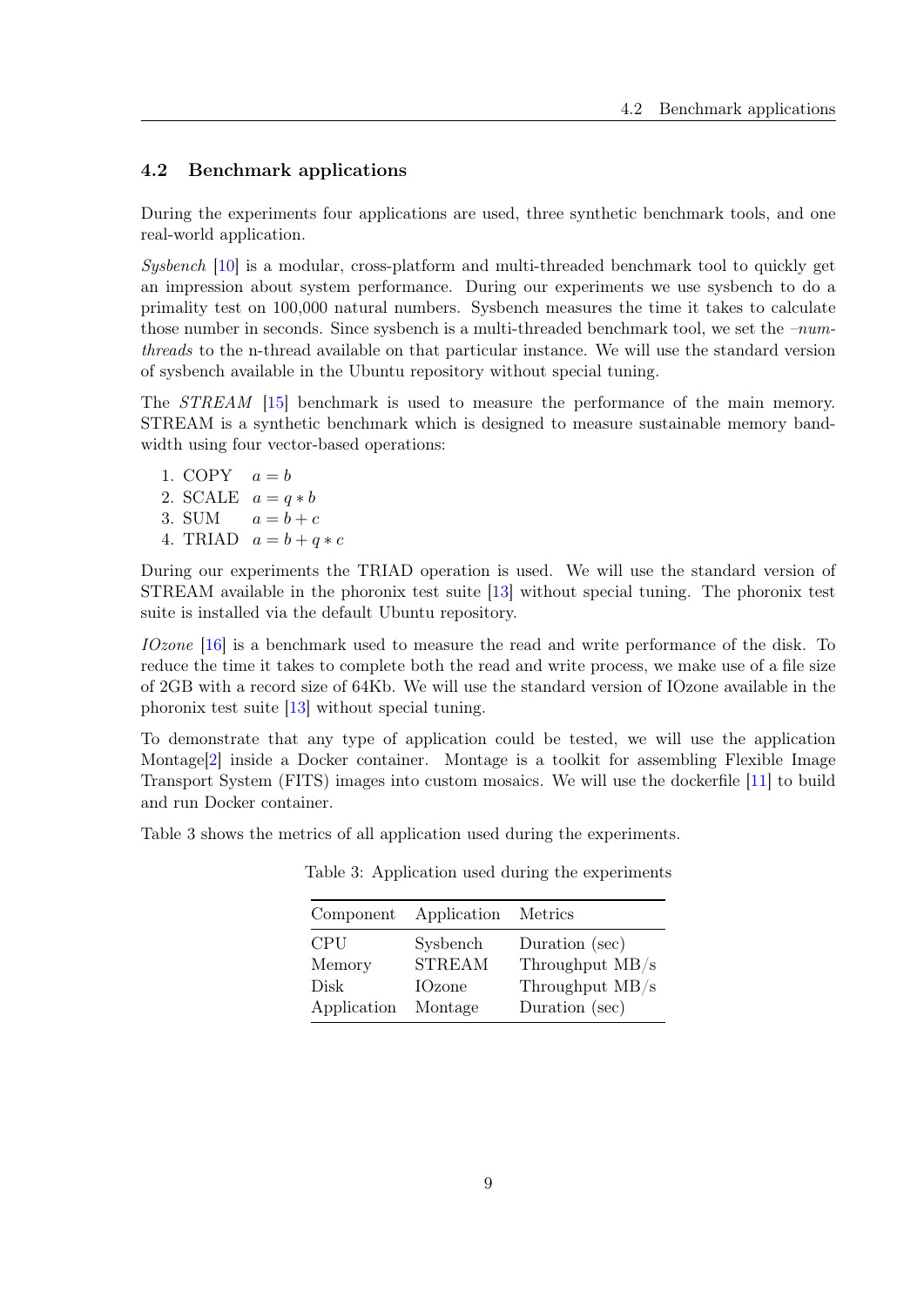## 4.2 Benchmark applications

During the experiments four applications are used, three synthetic benchmark tools, and one real-world application.

*Sysbench* [10] is a modular, cross-platform and multi-threaded benchmark tool to quickly get an impression about system performance. During our experiments we use sysbench to do a primality test on 100,000 natural numbers. Sysbench measures the time it takes to calculate those number in seconds. Since sysbench is a multi-threaded benchmark tool, we set the *–num-threads* to the n-thread available on that particular instance. We will use the standard version of sysbench available in the Ubuntu repository without special tuning.

The *STREAM* [15] benchmark is used to measure the performance of the main memory. STREAM is a synthetic benchmark which is designed to measure sustainable memory bandwidth using four vector-based operations:

1. COPY $a = b$
2. SCALE $a = q * b$
3. SUM $a = b + c$
4. TRIAD $a = b + q * c$

During our experiments the TRIAD operation is used. We will use the standard version of STREAM available in the phoronix test suite [13] without special tuning. The phoronix test suite is installed via the default Ubuntu repository.

*IOzone* [16] is a benchmark used to measure the read and write performance of the disk. To reduce the time it takes to complete both the read and write process, we make use of a file size of 2GB with a record size of 64Kb. We will use the standard version of IOzone available in the phoronix test suite [13] without special tuning.

To demonstrate that any type of application could be tested, we will use the application Montage[2] inside a Docker container. Montage is a toolkit for assembling Flexible Image Transport System (FITS) images into custom mosaics. We will use the dockerfile [11] to build and run Docker container.

Table 3 shows the metrics of all application used during the experiments.

Table 3: Application used during the experiments

| Component | Application | Metrics |
|---|---|---|
| CPU | Sysbench | Duration (sec) |
| Memory | STREAM | Throughput MB/s |
| Disk | IOzone | Throughput MB/s |
| Application | Montage | Duration (sec) |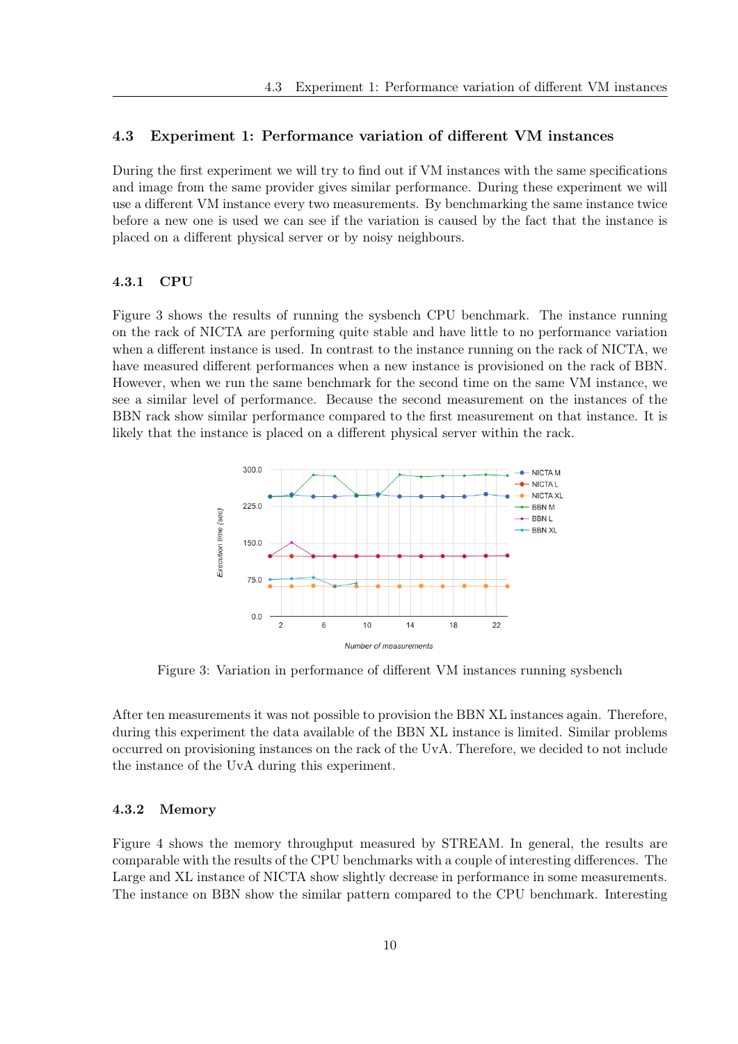## 4.3 Experiment 1: Performance variation of different VM instances

During the first experiment we will try to find out if VM instances with the same specifications and image from the same provider gives similar performance. During these experiment we will use a different VM instance every two measurements. By benchmarking the same instance twice before a new one is used we can see if the variation is caused by the fact that the instance is placed on a different physical server or by noisy neighbours.

### 4.3.1 CPU

Figure 3 shows the results of running the sysbench CPU benchmark. The instance running on the rack of NICTA are performing quite stable and have little to no performance variation when a different instance is used. In contrast to the instance running on the rack of NICTA, we have measured different performances when a new instance is provisioned on the rack of BBN. However, when we run the same benchmark for the second time on the same VM instance, we see a similar level of performance. Because the second measurement on the instances of the BBN rack show similar performance compared to the first measurement on that instance. It is likely that the instance is placed on a different physical server within the rack.

300.0
225.0
150.0
75.0
0.0
Execution time (sec)
2
6
10
14
18
22
Number of measurements
NICTA M
NICTA L
NICTA XL
BBN M
BBN L
BBN XL

Figure 3: Variation in performance of different VM instances running sysbench

After ten measurements it was not possible to provision the BBN XL instances again. Therefore, during this experiment the data available of the BBN XL instance is limited. Similar problems occurred on provisioning instances on the rack of the UvA. Therefore, we decided to not include the instance of the UvA during this experiment.

### 4.3.2 Memory

Figure 4 shows the memory throughput measured by STREAM. In general, the results are comparable with the results of the CPU benchmarks with a couple of interesting differences. The Large and XL instance of NICTA show slightly decrease in performance in some measurements. The instance on BBN show the similar pattern compared to the CPU benchmark. Interesting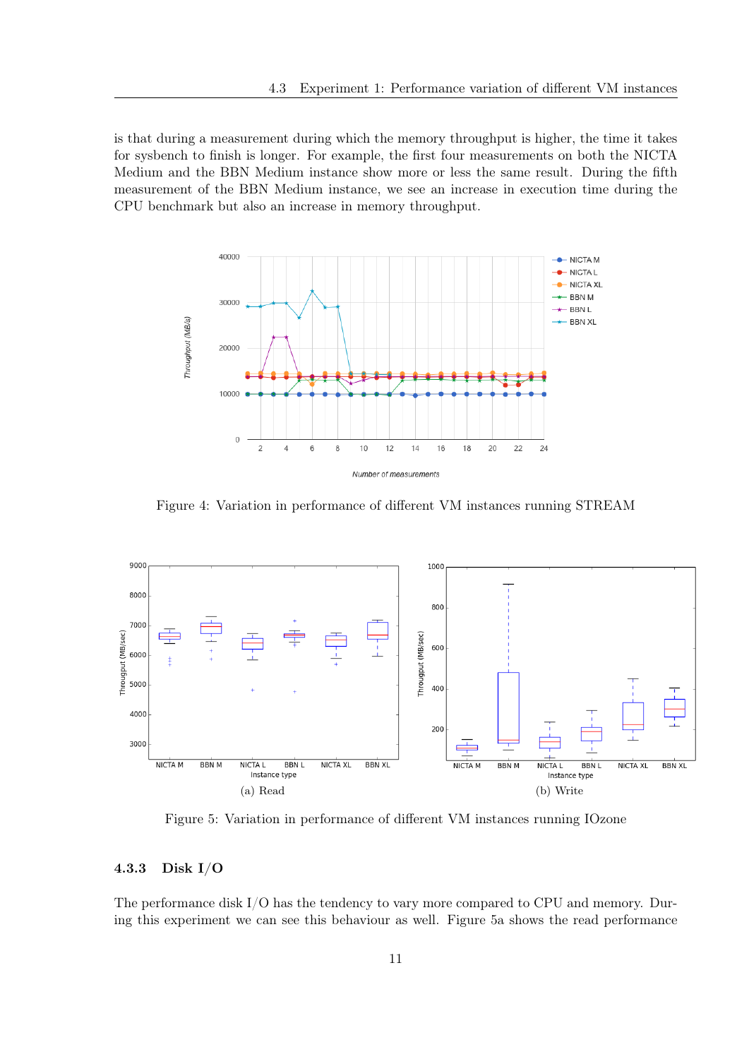is that during a measurement during which the memory throughput is higher, the time it takes for sysbench to finish is longer. For example, the first four measurements on both the NICTA Medium and the BBN Medium instance show more or less the same result. During the fifth measurement of the BBN Medium instance, we see an increase in execution time during the CPU benchmark but also an increase in memory throughput.

Throughput (MB/s)
40000
30000
20000
10000
0
2 4 6 8 10 12 14 16 18 20 22 24
Number of measurements
NICTA M
NICTA L
NICTA XL
BBN M
BBN L
BBN XL

Figure 4: Variation in performance of different VM instances running STREAM

Througput (MB/sec)
9000
8000
7000
6000
5000
4000
3000
NICTA M BBN M NICTA L BBN L NICTA XL BBN XL
Instance type

(a) Read

Througput (MB/sec)
1000
800
600
400
200
NICTA M BBN M NICTA L BBN L NICTA XL BBN XL
Instance type

(b) Write

Figure 5: Variation in performance of different VM instances running IOzone

### 4.3.3 Disk I/O

The performance disk I/O has the tendency to vary more compared to CPU and memory. During this experiment we can see this behaviour as well. Figure 5a shows the read performance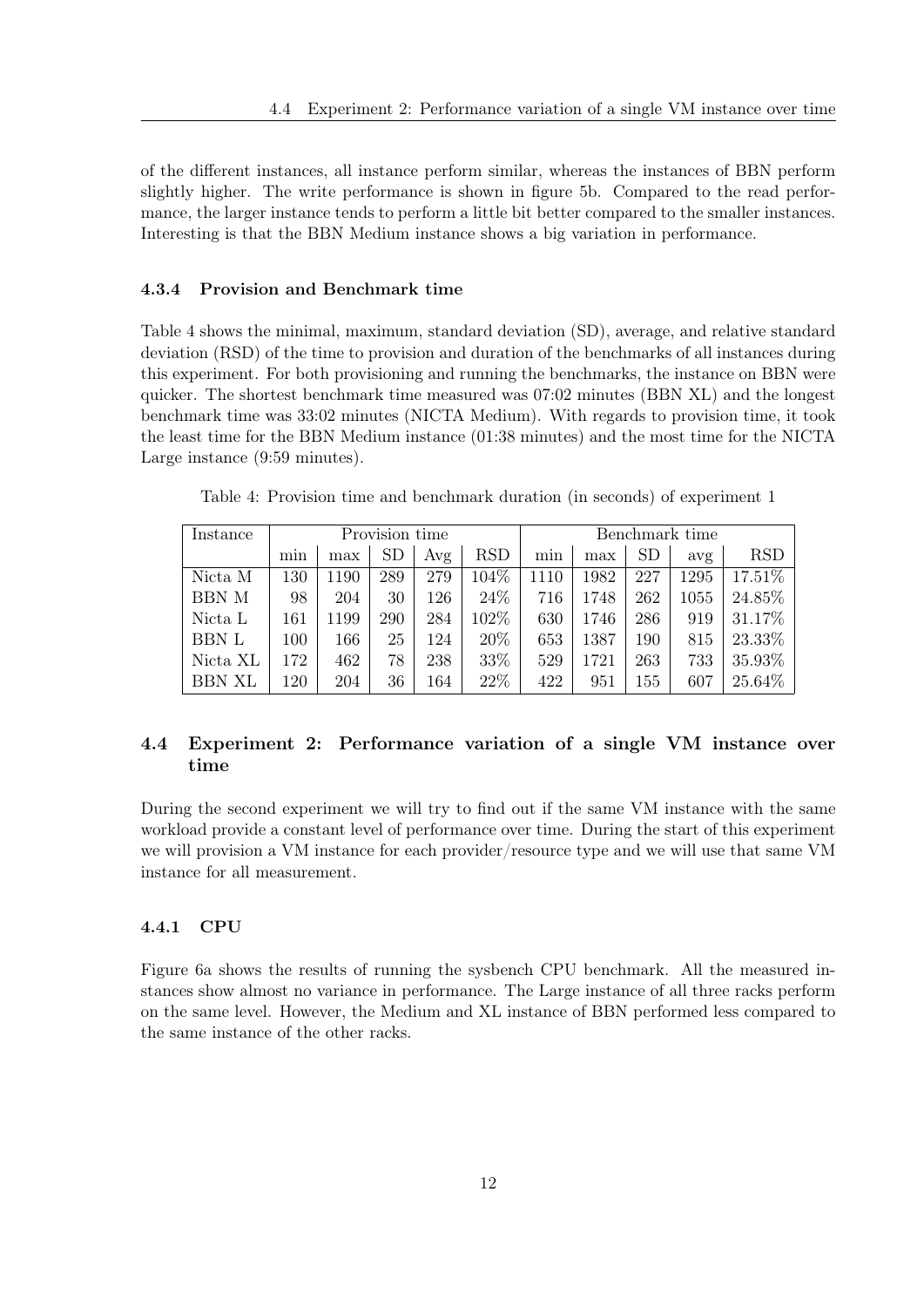of the different instances, all instance perform similar, whereas the instances of BBN perform slightly higher. The write performance is shown in figure 5b. Compared to the read performance, the larger instance tends to perform a little bit better compared to the smaller instances. Interesting is that the BBN Medium instance shows a big variation in performance.

#### 4.3.4 Provision and Benchmark time

Table 4 shows the minimal, maximum, standard deviation (SD), average, and relative standard deviation (RSD) of the time to provision and duration of the benchmarks of all instances during this experiment. For both provisioning and running the benchmarks, the instance on BBN were quicker. The shortest benchmark time measured was 07:02 minutes (BBN XL) and the longest benchmark time was 33:02 minutes (NICTA Medium). With regards to provision time, it took the least time for the BBN Medium instance (01:38 minutes) and the most time for the NICTA Large instance (9:59 minutes).

Table 4: Provision time and benchmark duration (in seconds) of experiment 1

| Instance | Provision time | | | | | Benchmark time | | | | |
|---|---|---|---|---|---|---|---|---|---|---|
| | min | max | SD | Avg | RSD | min | max | SD | avg | RSD |
| Nicta M | 130 | 1190 | 289 | 279 | 104% | 1110 | 1982 | 227 | 1295 | 17.51% |
| BBN M | 98 | 204 | 30 | 126 | 24% | 716 | 1748 | 262 | 1055 | 24.85% |
| Nicta L | 161 | 1199 | 290 | 284 | 102% | 630 | 1746 | 286 | 919 | 31.17% |
| BBN L | 100 | 166 | 25 | 124 | 20% | 653 | 1387 | 190 | 815 | 23.33% |
| Nicta XL | 172 | 462 | 78 | 238 | 33% | 529 | 1721 | 263 | 733 | 35.93% |
| BBN XL | 120 | 204 | 36 | 164 | 22% | 422 | 951 | 155 | 607 | 25.64% |

### 4.4 Experiment 2: Performance variation of a single VM instance over time

During the second experiment we will try to find out if the same VM instance with the same workload provide a constant level of performance over time. During the start of this experiment we will provision a VM instance for each provider/resource type and we will use that same VM instance for all measurement.

#### 4.4.1 CPU

Figure 6a shows the results of running the sysbench CPU benchmark. All the measured instances show almost no variance in performance. The Large instance of all three racks perform on the same level. However, the Medium and XL instance of BBN performed less compared to the same instance of the other racks.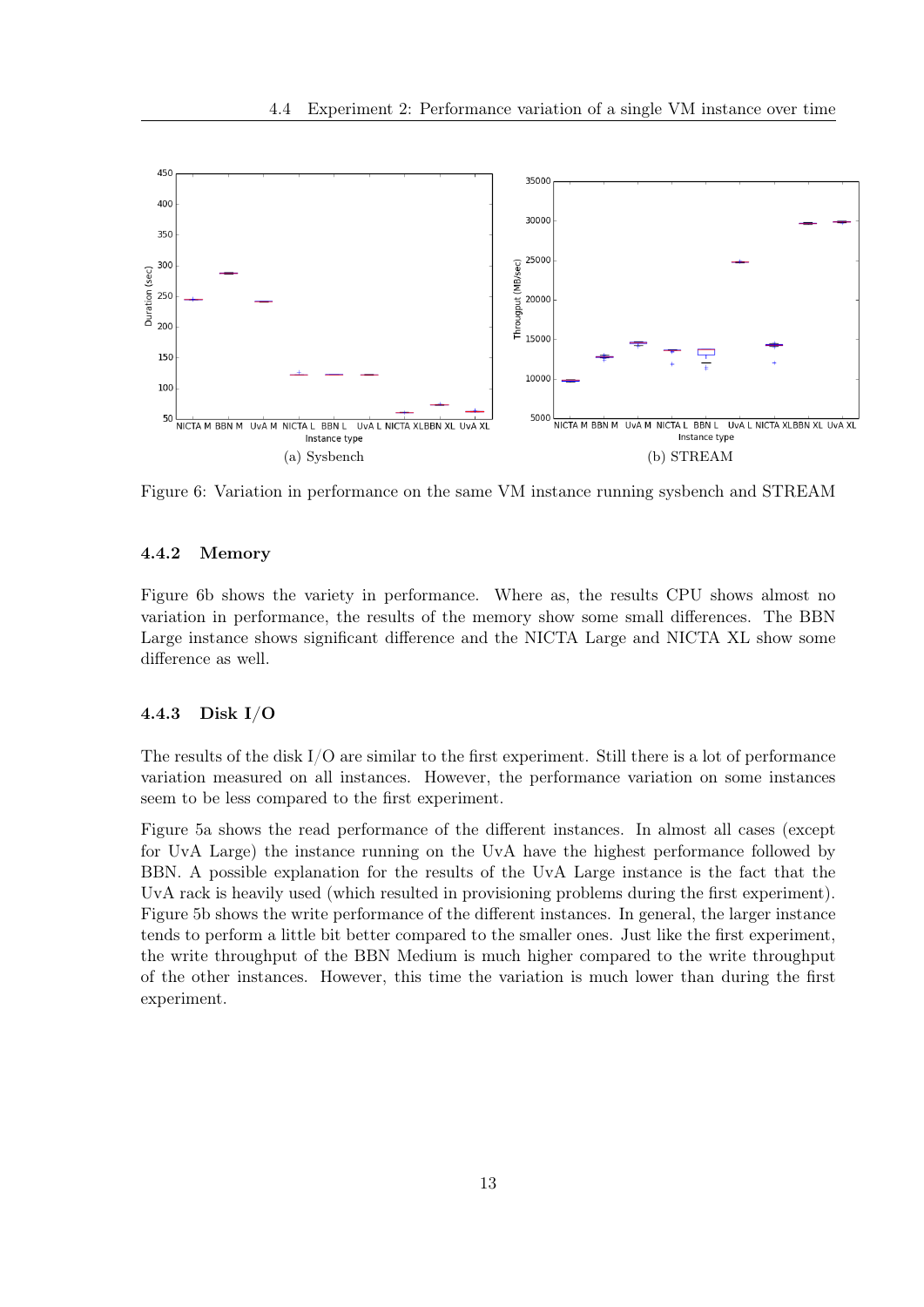450
400
350
300
250
200
150
100
50

Duration (sec)

NICTA M BBN M UvA M NICTA L BBN L UvA L NICTA XL BBN XL UvA XL

Instance type

(a) Sysbench

35000
30000
25000
20000
15000
10000
5000

Througput (MB/sec)

NICTA M BBN M UvA M NICTA L BBN L UvA L NICTA XL BBN XL UvA XL

Instance type

(b) STREAM

Figure 6: Variation in performance on the same VM instance running sysbench and STREAM

### 4.4.2 Memory

Figure 6b shows the variety in performance. Where as, the results CPU shows almost no variation in performance, the results of the memory show some small differences. The BBN Large instance shows significant difference and the NICTA Large and NICTA XL show some difference as well.

### 4.4.3 Disk I/O

The results of the disk I/O are similar to the first experiment. Still there is a lot of performance variation measured on all instances. However, the performance variation on some instances seem to be less compared to the first experiment.

Figure 5a shows the read performance of the different instances. In almost all cases (except for UvA Large) the instance running on the UvA have the highest performance followed by BBN. A possible explanation for the results of the UvA Large instance is the fact that the UvA rack is heavily used (which resulted in provisioning problems during the first experiment). Figure 5b shows the write performance of the different instances. In general, the larger instance tends to perform a little bit better compared to the smaller ones. Just like the first experiment, the write throughput of the BBN Medium is much higher compared to the write throughput of the other instances. However, this time the variation is much lower than during the first experiment.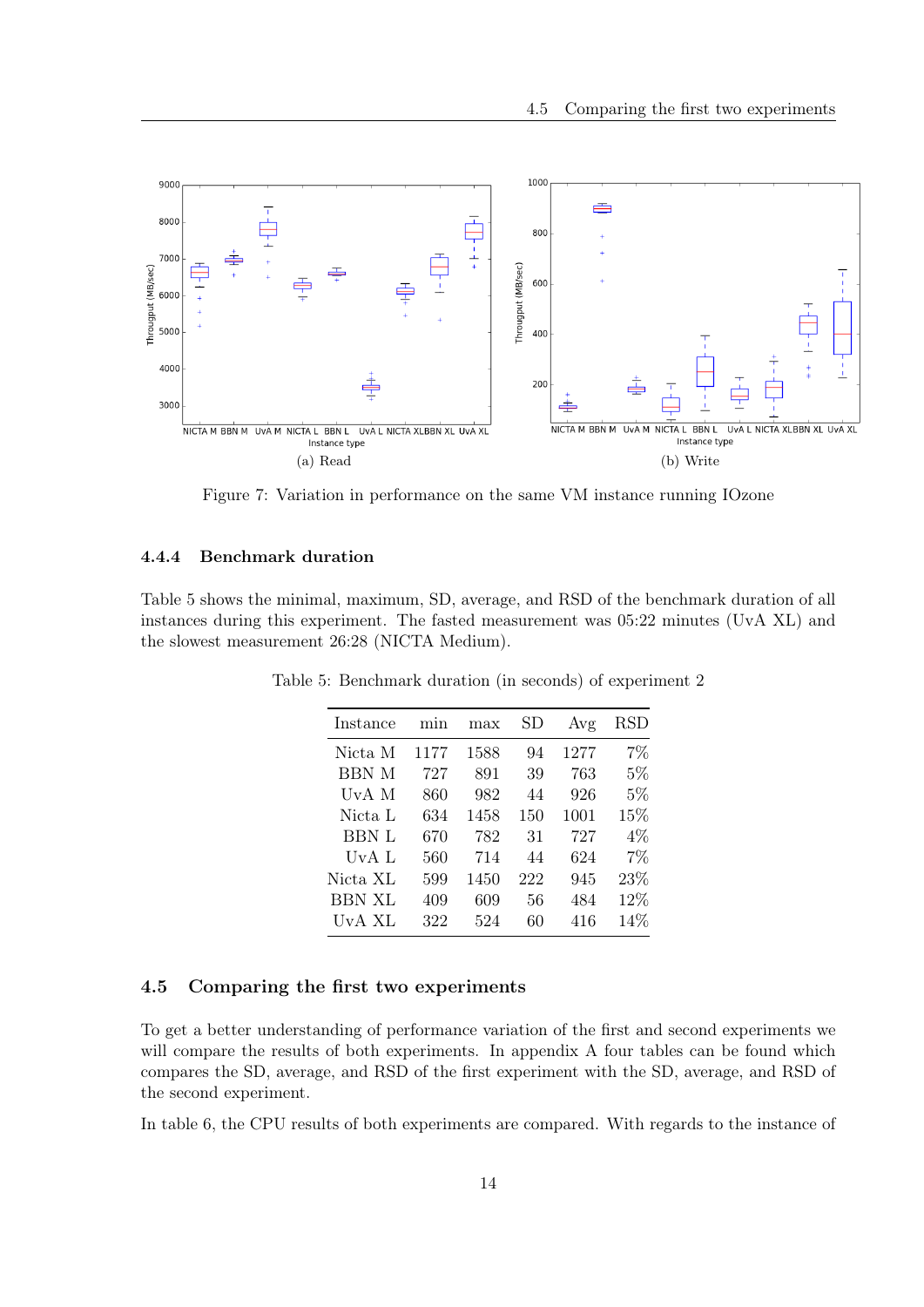9000
8000
7000
6000
5000
4000
3000

Througput (MB/sec)

NICTA M BBN M UvA M NICTA L BBN L UvA L NICTA XL BBN XL UvA XL

Instance type

(a) Read

1000
800
600
400
200

Througput (MB/sec)

NICTA M BBN M UvA M NICTA L BBN L UvA L NICTA XL BBN XL UvA XL

Instance type

(b) Write

Figure 7: Variation in performance on the same VM instance running IOzone

#### 4.4.4 Benchmark duration

Table 5 shows the minimal, maximum, SD, average, and RSD of the benchmark duration of all instances during this experiment. The fasted measurement was 05:22 minutes (UvA XL) and the slowest measurement 26:28 (NICTA Medium).

Table 5: Benchmark duration (in seconds) of experiment 2

| Instance | min | max | SD | Avg | RSD |
|---|---|---|---|---|---|
| Nicta M | 1177 | 1588 | 94 | 1277 | 7% |
| BBN M | 727 | 891 | 39 | 763 | 5% |
| UvA M | 860 | 982 | 44 | 926 | 5% |
| Nicta L | 634 | 1458 | 150 | 1001 | 15% |
| BBN L | 670 | 782 | 31 | 727 | 4% |
| UvA L | 560 | 714 | 44 | 624 | 7% |
| Nicta XL | 599 | 1450 | 222 | 945 | 23% |
| BBN XL | 409 | 609 | 56 | 484 | 12% |
| UvA XL | 322 | 524 | 60 | 416 | 14% |

### 4.5 Comparing the first two experiments

To get a better understanding of performance variation of the first and second experiments we will compare the results of both experiments. In appendix A four tables can be found which compares the SD, average, and RSD of the first experiment with the SD, average, and RSD of the second experiment.

In table 6, the CPU results of both experiments are compared. With regards to the instance of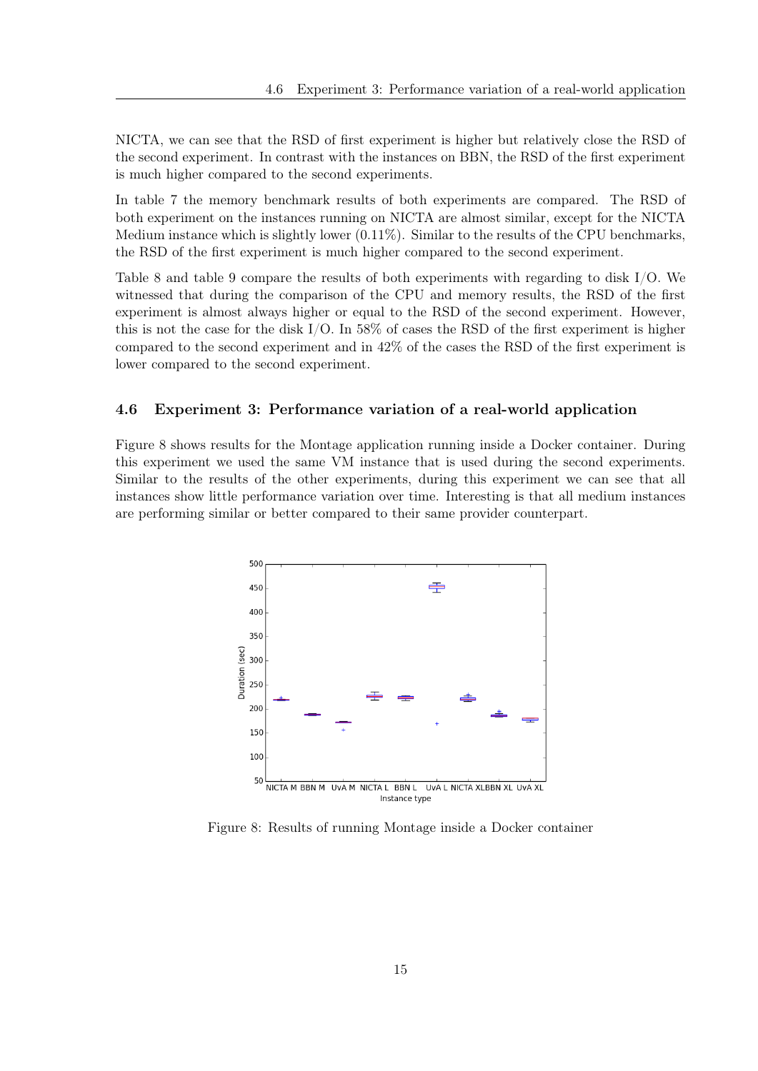NICTA, we can see that the RSD of first experiment is higher but relatively close the RSD of the second experiment. In contrast with the instances on BBN, the RSD of the first experiment is much higher compared to the second experiments.

In table 7 the memory benchmark results of both experiments are compared. The RSD of both experiment on the instances running on NICTA are almost similar, except for the NICTA Medium instance which is slightly lower (0.11%). Similar to the results of the CPU benchmarks, the RSD of the first experiment is much higher compared to the second experiment.

Table 8 and table 9 compare the results of both experiments with regarding to disk I/O. We witnessed that during the comparison of the CPU and memory results, the RSD of the first experiment is almost always higher or equal to the RSD of the second experiment. However, this is not the case for the disk I/O. In 58% of cases the RSD of the first experiment is higher compared to the second experiment and in 42% of the cases the RSD of the first experiment is lower compared to the second experiment.

### 4.6 Experiment 3: Performance variation of a real-world application

Figure 8 shows results for the Montage application running inside a Docker container. During this experiment we used the same VM instance that is used during the second experiments. Similar to the results of the other experiments, during this experiment we can see that all instances show little performance variation over time. Interesting is that all medium instances are performing similar or better compared to their same provider counterpart.

Duration (sec)
500
450
400
350
300
250
200
150
100
50
NICTA M BBN M UvA M NICTA L BBN L UvA L NICTA XL BBN XL UvA XL
Instance type

Figure 8: Results of running Montage inside a Docker container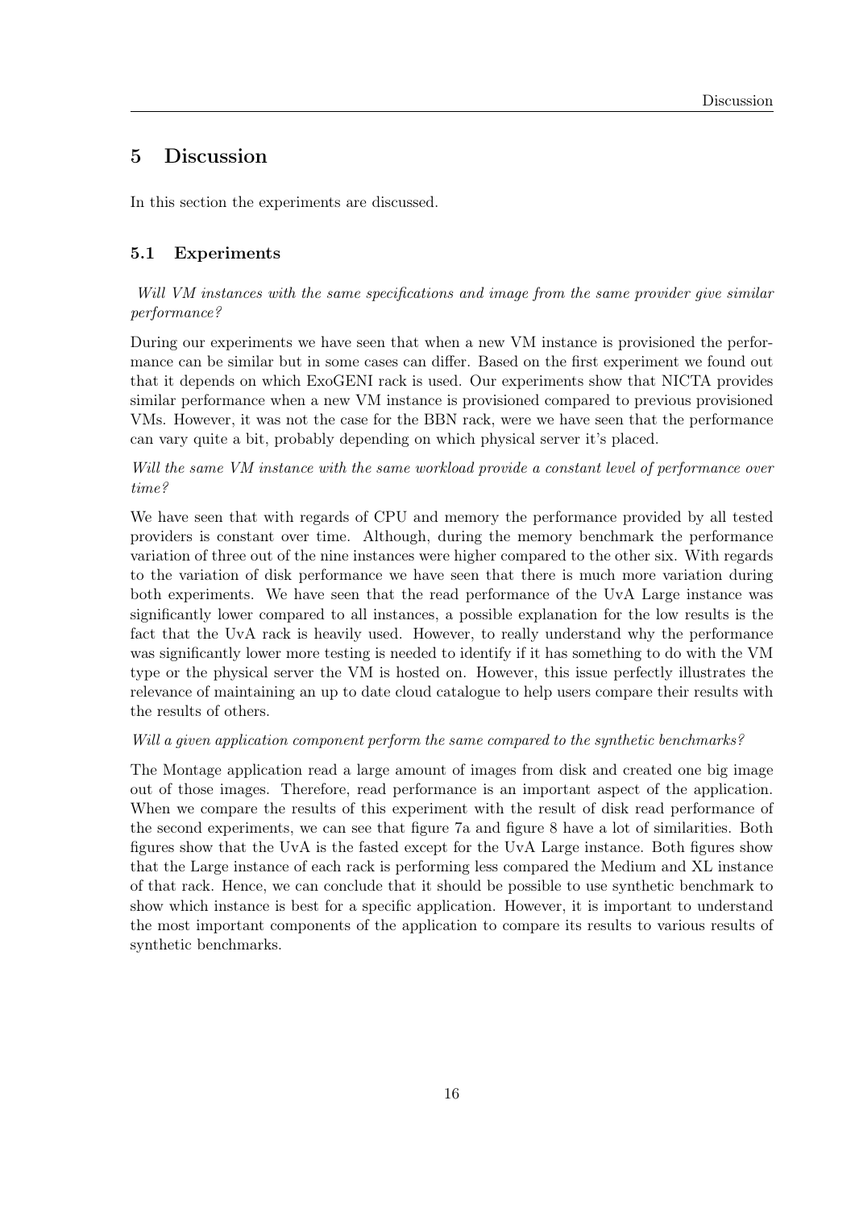# 5 Discussion

In this section the experiments are discussed.

## 5.1 Experiments

*Will VM instances with the same specifications and image from the same provider give similar performance?*

During our experiments we have seen that when a new VM instance is provisioned the performance can be similar but in some cases can differ. Based on the first experiment we found out that it depends on which ExoGENI rack is used. Our experiments show that NICTA provides similar performance when a new VM instance is provisioned compared to previous provisioned VMs. However, it was not the case for the BBN rack, were we have seen that the performance can vary quite a bit, probably depending on which physical server it's placed.

*Will the same VM instance with the same workload provide a constant level of performance over time?*

We have seen that with regards of CPU and memory the performance provided by all tested providers is constant over time. Although, during the memory benchmark the performance variation of three out of the nine instances were higher compared to the other six. With regards to the variation of disk performance we have seen that there is much more variation during both experiments. We have seen that the read performance of the UvA Large instance was significantly lower compared to all instances, a possible explanation for the low results is the fact that the UvA rack is heavily used. However, to really understand why the performance was significantly lower more testing is needed to identify if it has something to do with the VM type or the physical server the VM is hosted on. However, this issue perfectly illustrates the relevance of maintaining an up to date cloud catalogue to help users compare their results with the results of others.

*Will a given application component perform the same compared to the synthetic benchmarks?*

The Montage application read a large amount of images from disk and created one big image out of those images. Therefore, read performance is an important aspect of the application. When we compare the results of this experiment with the result of disk read performance of the second experiments, we can see that figure 7a and figure 8 have a lot of similarities. Both figures show that the UvA is the fasted except for the UvA Large instance. Both figures show that the Large instance of each rack is performing less compared the Medium and XL instance of that rack. Hence, we can conclude that it should be possible to use synthetic benchmark to show which instance is best for a specific application. However, it is important to understand the most important components of the application to compare its results to various results of synthetic benchmarks.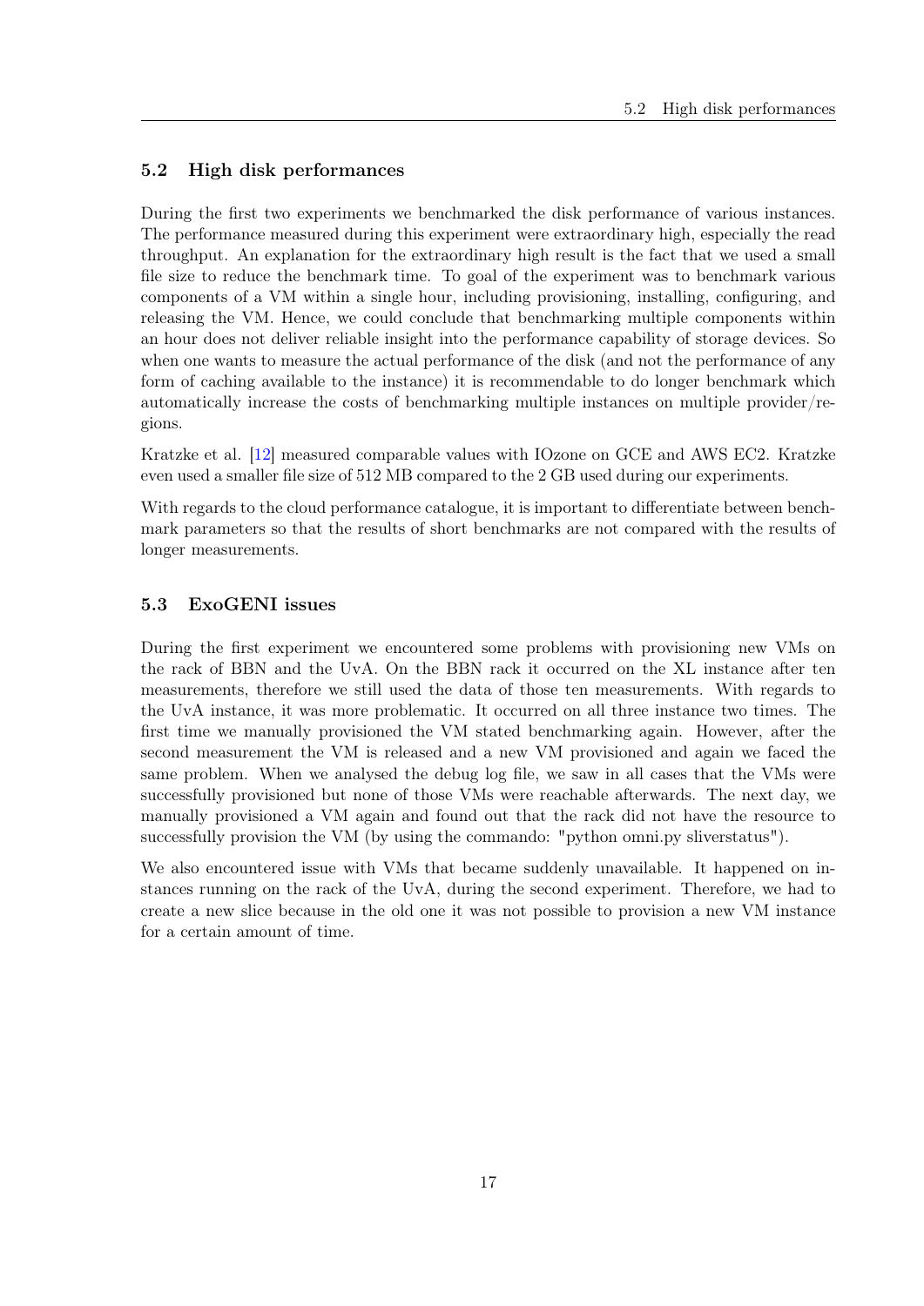### 5.2 High disk performances

During the first two experiments we benchmarked the disk performance of various instances. The performance measured during this experiment were extraordinary high, especially the read throughput. An explanation for the extraordinary high result is the fact that we used a small file size to reduce the benchmark time. To goal of the experiment was to benchmark various components of a VM within a single hour, including provisioning, installing, configuring, and releasing the VM. Hence, we could conclude that benchmarking multiple components within an hour does not deliver reliable insight into the performance capability of storage devices. So when one wants to measure the actual performance of the disk (and not the performance of any form of caching available to the instance) it is recommendable to do longer benchmark which automatically increase the costs of benchmarking multiple instances on multiple provider/regions.

Kratzke et al. [12] measured comparable values with IOzone on GCE and AWS EC2. Kratzke even used a smaller file size of 512 MB compared to the 2 GB used during our experiments.

With regards to the cloud performance catalogue, it is important to differentiate between benchmark parameters so that the results of short benchmarks are not compared with the results of longer measurements.

### 5.3 ExoGENI issues

During the first experiment we encountered some problems with provisioning new VMs on the rack of BBN and the UvA. On the BBN rack it occurred on the XL instance after ten measurements, therefore we still used the data of those ten measurements. With regards to the UvA instance, it was more problematic. It occurred on all three instance two times. The first time we manually provisioned the VM stated benchmarking again. However, after the second measurement the VM is released and a new VM provisioned and again we faced the same problem. When we analysed the debug log file, we saw in all cases that the VMs were successfully provisioned but none of those VMs were reachable afterwards. The next day, we manually provisioned a VM again and found out that the rack did not have the resource to successfully provision the VM (by using the commando: "python omni.py sliverstatus").

We also encountered issue with VMs that became suddenly unavailable. It happened on instances running on the rack of the UvA, during the second experiment. Therefore, we had to create a new slice because in the old one it was not possible to provision a new VM instance for a certain amount of time.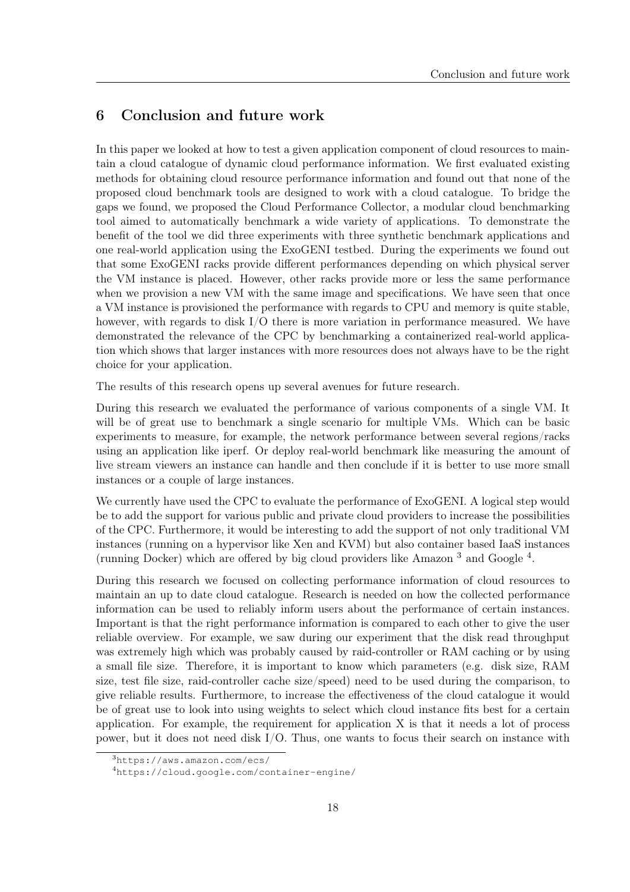## 6 Conclusion and future work

In this paper we looked at how to test a given application component of cloud resources to maintain a cloud catalogue of dynamic cloud performance information. We first evaluated existing methods for obtaining cloud resource performance information and found out that none of the proposed cloud benchmark tools are designed to work with a cloud catalogue. To bridge the gaps we found, we proposed the Cloud Performance Collector, a modular cloud benchmarking tool aimed to automatically benchmark a wide variety of applications. To demonstrate the benefit of the tool we did three experiments with three synthetic benchmark applications and one real-world application using the ExoGENI testbed. During the experiments we found out that some ExoGENI racks provide different performances depending on which physical server the VM instance is placed. However, other racks provide more or less the same performance when we provision a new VM with the same image and specifications. We have seen that once a VM instance is provisioned the performance with regards to CPU and memory is quite stable, however, with regards to disk I/O there is more variation in performance measured. We have demonstrated the relevance of the CPC by benchmarking a containerized real-world application which shows that larger instances with more resources does not always have to be the right choice for your application.

The results of this research opens up several avenues for future research.

During this research we evaluated the performance of various components of a single VM. It will be of great use to benchmark a single scenario for multiple VMs. Which can be basic experiments to measure, for example, the network performance between several regions/racks using an application like iperf. Or deploy real-world benchmark like measuring the amount of live stream viewers an instance can handle and then conclude if it is better to use more small instances or a couple of large instances.

We currently have used the CPC to evaluate the performance of ExoGENI. A logical step would be to add the support for various public and private cloud providers to increase the possibilities of the CPC. Furthermore, it would be interesting to add the support of not only traditional VM instances (running on a hypervisor like Xen and KVM) but also container based IaaS instances (running Docker) which are offered by big cloud providers like Amazon [3] and Google [4].

During this research we focused on collecting performance information of cloud resources to maintain an up to date cloud catalogue. Research is needed on how the collected performance information can be used to reliably inform users about the performance of certain instances. Important is that the right performance information is compared to each other to give the user reliable overview. For example, we saw during our experiment that the disk read throughput was extremely high which was probably caused by raid-controller or RAM caching or by using a small file size. Therefore, it is important to know which parameters (e.g. disk size, RAM size, test file size, raid-controller cache size/speed) need to be used during the comparison, to give reliable results. Furthermore, to increase the effectiveness of the cloud catalogue it would be of great use to look into using weights to select which cloud instance fits best for a certain application. For example, the requirement for application X is that it needs a lot of process power, but it does not need disk I/O. Thus, one wants to focus their search on instance with

[3] https://aws.amazon.com/ecs/

[4] https://cloud.google.com/container-engine/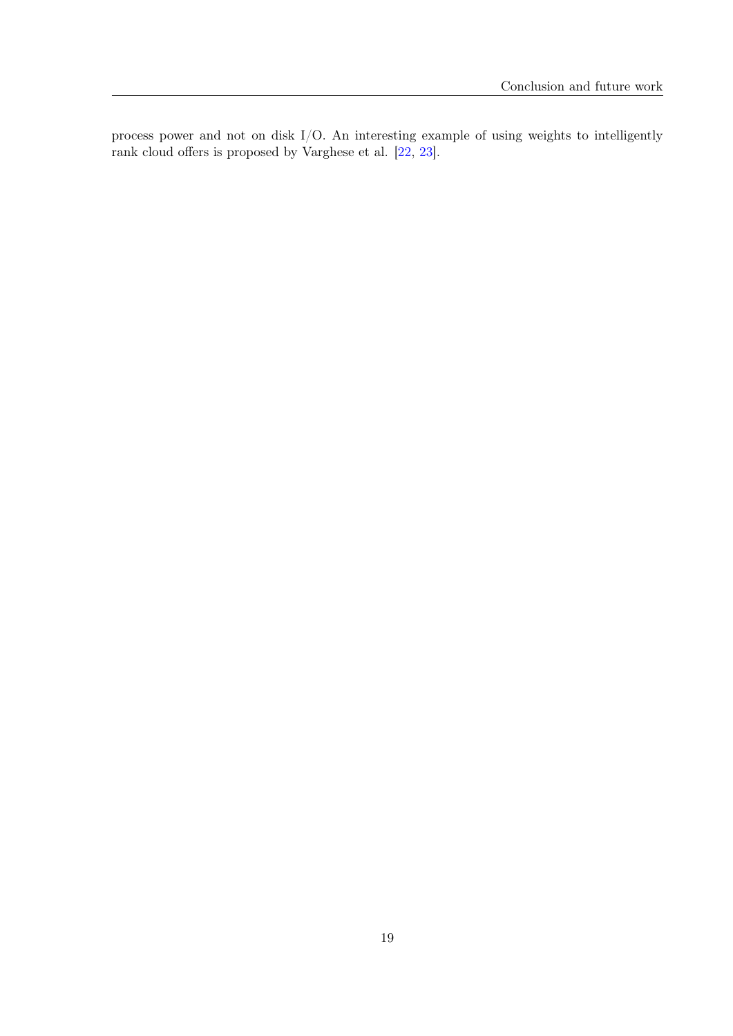process power and not on disk I/O. An interesting example of using weights to intelligently rank cloud offers is proposed by Varghese et al. [22, 23].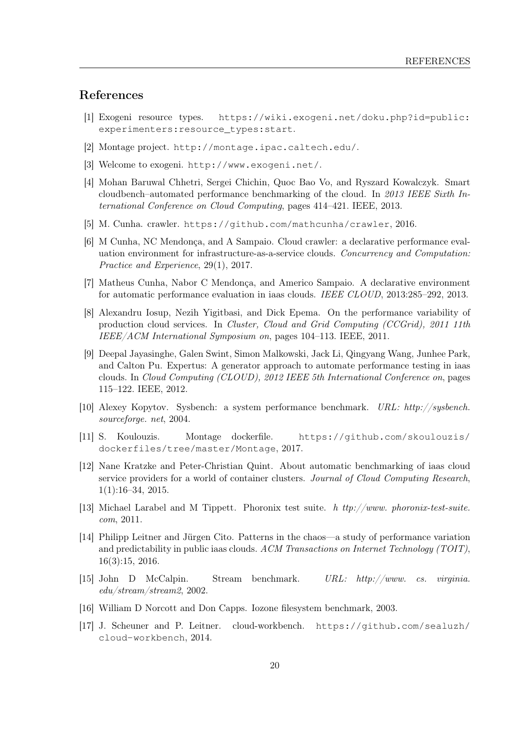## References

[1] Exogeni resource types. https://wiki.exogeni.net/doku.php?id=public:experimenters:resource_types:start.

[2] Montage project. http://montage.ipac.caltech.edu/.

[3] Welcome to exogeni. http://www.exogeni.net/.

[4] Mohan Baruwal Chhetri, Sergei Chichin, Quoc Bao Vo, and Ryszard Kowalczyk. Smart cloudbench–automated performance benchmarking of the cloud. In *2013 IEEE Sixth International Conference on Cloud Computing*, pages 414–421. IEEE, 2013.

[5] M. Cunha. crawler. https://github.com/mathcunha/crawler, 2016.

[6] M Cunha, NC Mendonça, and A Sampaio. Cloud crawler: a declarative performance evaluation environment for infrastructure-as-a-service clouds. *Concurrency and Computation: Practice and Experience*, 29(1), 2017.

[7] Matheus Cunha, Nabor C Mendonça, and Americo Sampaio. A declarative environment for automatic performance evaluation in iaas clouds. *IEEE CLOUD*, 2013:285–292, 2013.

[8] Alexandru Iosup, Nezih Yigitbasi, and Dick Epema. On the performance variability of production cloud services. In *Cluster, Cloud and Grid Computing (CCGrid), 2011 11th IEEE/ACM International Symposium on*, pages 104–113. IEEE, 2011.

[9] Deepal Jayasinghe, Galen Swint, Simon Malkowski, Jack Li, Qingyang Wang, Junhee Park, and Calton Pu. Expertus: A generator approach to automate performance testing in iaas clouds. In *Cloud Computing (CLOUD), 2012 IEEE 5th International Conference on*, pages 115–122. IEEE, 2012.

[10] Alexey Kopytov. Sysbench: a system performance benchmark. *URL: http://sysbench. sourceforge. net*, 2004.

[11] S. Koulouzis. Montage dockerfile. https://github.com/skoulouzis/dockerfiles/tree/master/Montage, 2017.

[12] Nane Kratzke and Peter-Christian Quint. About automatic benchmarking of iaas cloud service providers for a world of container clusters. *Journal of Cloud Computing Research*, 1(1):16–34, 2015.

[13] Michael Larabel and M Tippett. Phoronix test suite. *h ttp://www. phoronix-test-suite. com*, 2011.

[14] Philipp Leitner and Jürgen Cito. Patterns in the chaos—a study of performance variation and predictability in public iaas clouds. *ACM Transactions on Internet Technology (TOIT)*, 16(3):15, 2016.

[15] John D McCalpin. Stream benchmark. *URL: http://www. cs. virginia. edu/stream/stream2*, 2002.

[16] William D Norcott and Don Capps. Iozone filesystem benchmark, 2003.

[17] J. Scheuner and P. Leitner. cloud-workbench. https://github.com/sealuzh/cloud-workbench, 2014.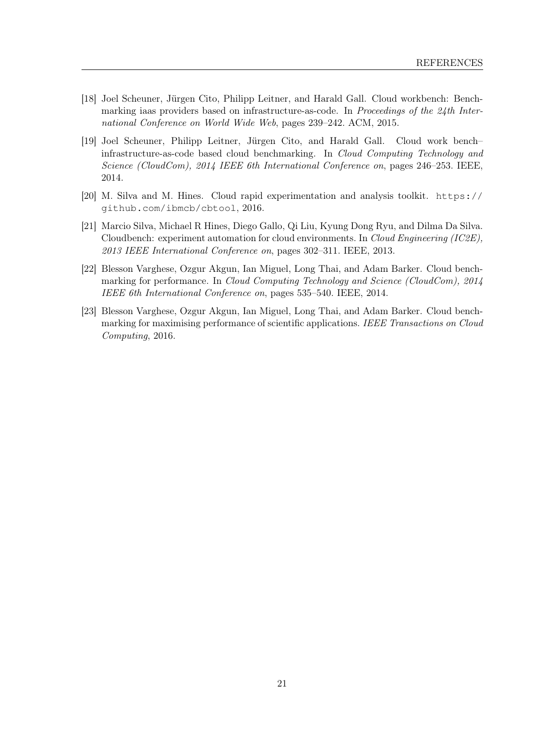[18] Joel Scheuner, Jürgen Cito, Philipp Leitner, and Harald Gall. Cloud workbench: Benchmarking iaas providers based on infrastructure-as-code. In *Proceedings of the 24th International Conference on World Wide Web*, pages 239–242. ACM, 2015.

[19] Joel Scheuner, Philipp Leitner, Jürgen Cito, and Harald Gall. Cloud work bench–infrastructure-as-code based cloud benchmarking. In *Cloud Computing Technology and Science (CloudCom), 2014 IEEE 6th International Conference on*, pages 246–253. IEEE, 2014.

[20] M. Silva and M. Hines. Cloud rapid experimentation and analysis toolkit. `https://github.com/ibmcb/cbtool`, 2016.

[21] Marcio Silva, Michael R Hines, Diego Gallo, Qi Liu, Kyung Dong Ryu, and Dilma Da Silva. Cloudbench: experiment automation for cloud environments. In *Cloud Engineering (IC2E), 2013 IEEE International Conference on*, pages 302–311. IEEE, 2013.

[22] Blesson Varghese, Ozgur Akgun, Ian Miguel, Long Thai, and Adam Barker. Cloud benchmarking for performance. In *Cloud Computing Technology and Science (CloudCom), 2014 IEEE 6th International Conference on*, pages 535–540. IEEE, 2014.

[23] Blesson Varghese, Ozgur Akgun, Ian Miguel, Long Thai, and Adam Barker. Cloud benchmarking for maximising performance of scientific applications. *IEEE Transactions on Cloud Computing*, 2016.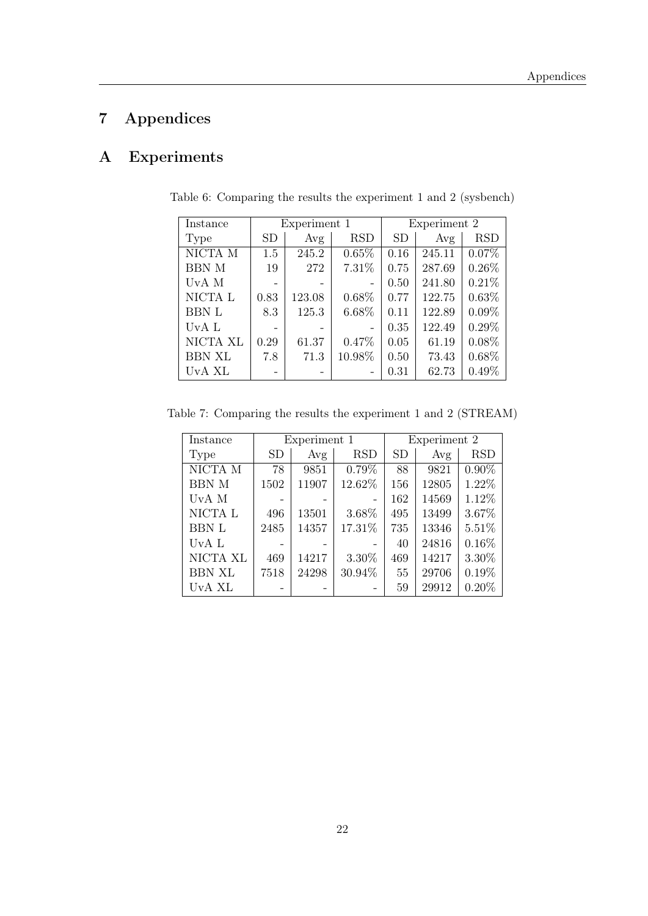# 7 Appendices

# A Experiments

Table 6: Comparing the results the experiment 1 and 2 (sysbench)

| Instance | Experiment 1 | | | Experiment 2 | | |
|---|---|---|---|---|---|---|
| Type | SD | Avg | RSD | SD | Avg | RSD |
| NICTA M | 1.5 | 245.2 | 0.65% | 0.16 | 245.11 | 0.07% |
| BBN M | 19 | 272 | 7.31% | 0.75 | 287.69 | 0.26% |
| UvA M | - | - | - | 0.50 | 241.80 | 0.21% |
| NICTA L | 0.83 | 123.08 | 0.68% | 0.77 | 122.75 | 0.63% |
| BBN L | 8.3 | 125.3 | 6.68% | 0.11 | 122.89 | 0.09% |
| UvA L | - | - | - | 0.35 | 122.49 | 0.29% |
| NICTA XL | 0.29 | 61.37 | 0.47% | 0.05 | 61.19 | 0.08% |
| BBN XL | 7.8 | 71.3 | 10.98% | 0.50 | 73.43 | 0.68% |
| UvA XL | - | - | - | 0.31 | 62.73 | 0.49% |

Table 7: Comparing the results the experiment 1 and 2 (STREAM)

| Instance | Experiment 1 | | | Experiment 2 | | |
|---|---|---|---|---|---|---|
| Type | SD | Avg | RSD | SD | Avg | RSD |
| NICTA M | 78 | 9851 | 0.79% | 88 | 9821 | 0.90% |
| BBN M | 1502 | 11907 | 12.62% | 156 | 12805 | 1.22% |
| UvA M | - | - | - | 162 | 14569 | 1.12% |
| NICTA L | 496 | 13501 | 3.68% | 495 | 13499 | 3.67% |
| BBN L | 2485 | 14357 | 17.31% | 735 | 13346 | 5.51% |
| UvA L | - | - | - | 40 | 24816 | 0.16% |
| NICTA XL | 469 | 14217 | 3.30% | 469 | 14217 | 3.30% |
| BBN XL | 7518 | 24298 | 30.94% | 55 | 29706 | 0.19% |
| UvA XL | - | - | - | 59 | 29912 | 0.20% |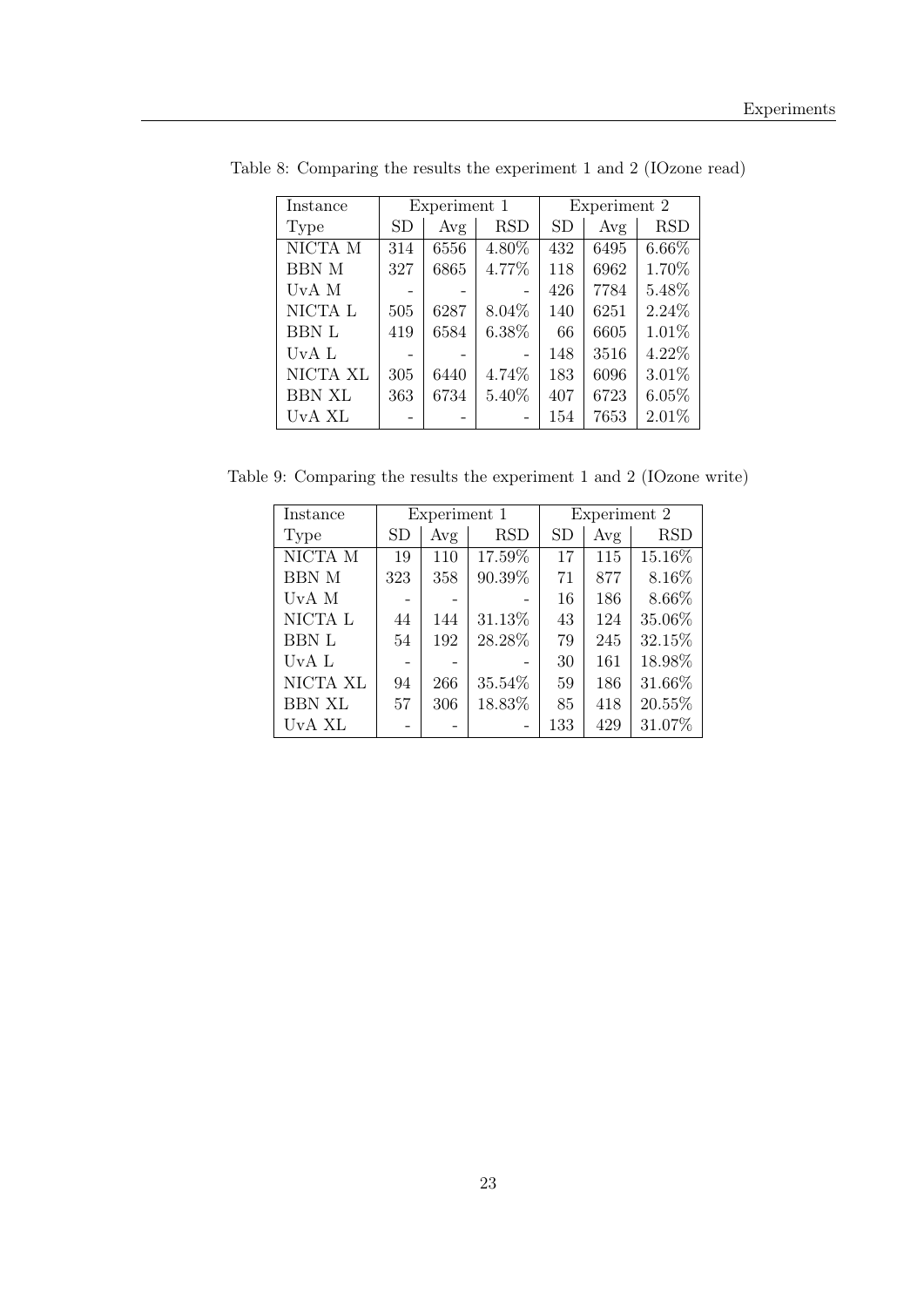Table 8: Comparing the results the experiment 1 and 2 (IOzone read)

| Instance | Experiment 1 | | | Experiment 2 | | |
|---|---|---|---|---|---|---|
| Type | SD | Avg | RSD | SD | Avg | RSD |
| NICTA M | 314 | 6556 | 4.80% | 432 | 6495 | 6.66% |
| BBN M | 327 | 6865 | 4.77% | 118 | 6962 | 1.70% |
| UvA M | - | - | - | 426 | 7784 | 5.48% |
| NICTA L | 505 | 6287 | 8.04% | 140 | 6251 | 2.24% |
| BBN L | 419 | 6584 | 6.38% | 66 | 6605 | 1.01% |
| UvA L | - | - | - | 148 | 3516 | 4.22% |
| NICTA XL | 305 | 6440 | 4.74% | 183 | 6096 | 3.01% |
| BBN XL | 363 | 6734 | 5.40% | 407 | 6723 | 6.05% |
| UvA XL | - | - | - | 154 | 7653 | 2.01% |

Table 9: Comparing the results the experiment 1 and 2 (IOzone write)

| Instance | Experiment 1 | | | Experiment 2 | | |
|---|---|---|---|---|---|---|
| Type | SD | Avg | RSD | SD | Avg | RSD |
| NICTA M | 19 | 110 | 17.59% | 17 | 115 | 15.16% |
| BBN M | 323 | 358 | 90.39% | 71 | 877 | 8.16% |
| UvA M | - | - | - | 16 | 186 | 8.66% |
| NICTA L | 44 | 144 | 31.13% | 43 | 124 | 35.06% |
| BBN L | 54 | 192 | 28.28% | 79 | 245 | 32.15% |
| UvA L | - | - | - | 30 | 161 | 18.98% |
| NICTA XL | 94 | 266 | 35.54% | 59 | 186 | 31.66% |
| BBN XL | 57 | 306 | 18.83% | 85 | 418 | 20.55% |
| UvA XL | - | - | - | 133 | 429 | 31.07% |